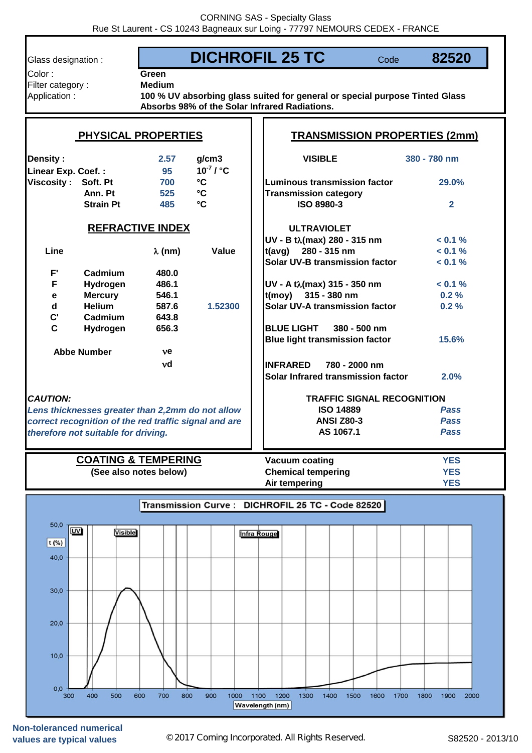CORNING SAS - Specialty Glass
Rue St Laurent - CS 10243 Bagneaux sur Loing - 77797 NEMOURS CEDEX - FRANCE

| | |
|---|---|
| Glass designation : | **DICHROFIL 25 TC** Code **82520** |
| Color : | **Green** |
| Filter category : | **Medium** |
| Application : | **100 % UV absorbing glass suited for general or special purpose Tinted Glass. Absorbs 98% of the Solar Infrared Radiations.** |

## PHYSICAL PROPERTIES

| | | | |
|---|---|---|---|
| **Density :** | | 2.57 | g/cm3 |
| **Linear Exp. Coef. :** | | 95 | $10^{-7}$ / °C |
| **Viscosity :** | Soft. Pt | 700 | °C |
| | Ann. Pt | 525 | °C |
| | Strain Pt | 485 | °C |

## REFRACTIVE INDEX

| Line | | λ (nm) | Value |
|---|---|---|---|
| F' | Cadmium | 480.0 | |
| F | Hydrogen | 486.1 | |
| e | Mercury | 546.1 | |
| d | Helium | 587.6 | 1.52300 |
| C' | Cadmium | 643.8 | |
| C | Hydrogen | 656.3 | |

| Abbe Number | |
|---|---|
| | νe |
| | νd |

***CAUTION:***
*Lens thicknesses greater than 2,2mm do not allow correct recognition of the red traffic signal and are therefore not suitable for driving.*

## TRANSMISSION PROPERTIES (2mm)

| | |
|---|---|
| **VISIBLE** | **380 - 780 nm** |
| Luminous transmission factor | 29.0% |
| Transmission category ISO 8980-3 | 2 |
| **ULTRAVIOLET** | |
| UV - B tλ(max) 280 - 315 nm | < 0.1 % |
| t(avg) 280 - 315 nm | < 0.1 % |
| Solar UV-B transmission factor | < 0.1 % |
| UV - A tλ(max) 315 - 350 nm | < 0.1 % |
| t(moy) 315 - 380 nm | 0.2 % |
| Solar UV-A transmission factor | 0.2 % |
| **BLUE LIGHT 380 - 500 nm** | |
| Blue light transmission factor | 15.6% |
| **INFRARED 780 - 2000 nm** | |
| Solar Infrared transmission factor | 2.0% |
| **TRAFFIC SIGNAL RECOGNITION** | |
| ISO 14889 | *Pass* |
| ANSI Z80-3 | *Pass* |
| AS 1067.1 | *Pass* |

## COATING & TEMPERING
(See also notes below)

| | |
|---|---|
| Vacuum coating | YES |
| Chemical tempering | YES |
| Air tempering | YES |

**Transmission Curve : DICHROFIL 25 TC - Code 82520**

Non-toleranced numerical values are typical values

© 2017 Corning Incorporated. All Rights Reserved.

S82520 - 2013/10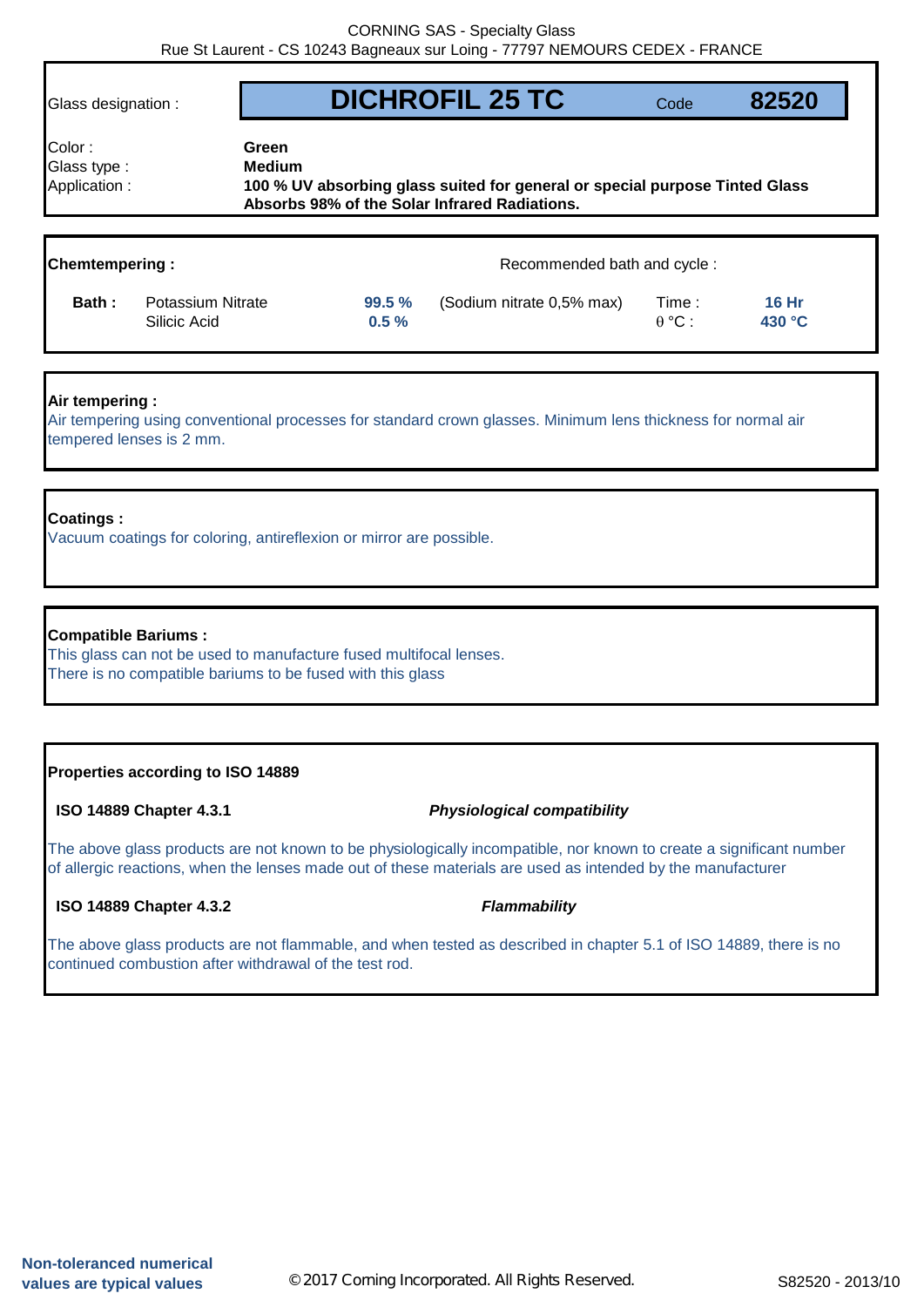CORNING SAS - Specialty Glass
Rue St Laurent - CS 10243 Bagneaux sur Loing - 77797 NEMOURS CEDEX - FRANCE

| Glass designation : | **DICHROFIL 25 TC** | Code | **82520** |
|---|---|---|---|

Color : **Green**
Glass type : **Medium**
Application : **100 % UV absorbing glass suited for general or special purpose Tinted Glass**
**Absorbs 98% of the Solar Infrared Radiations.**

**Chemtempering :** Recommended bath and cycle :

| | | | | | |
|---|---|---|---|---|---|
| **Bath :** | Potassium Nitrate | **99.5 %** | (Sodium nitrate 0,5% max) | Time : | **16 Hr** |
| | Silicic Acid | **0.5 %** | | θ °C : | **430 °C** |

**Air tempering :**
Air tempering using conventional processes for standard crown glasses. Minimum lens thickness for normal air tempered lenses is 2 mm.

**Coatings :**
Vacuum coatings for coloring, antireflexion or mirror are possible.

**Compatible Bariums :**
This glass can not be used to manufacture fused multifocal lenses.
There is no compatible bariums to be fused with this glass

**Properties according to ISO 14889**

**ISO 14889 Chapter 4.3.1** ***Physiological compatibility***

The above glass products are not known to be physiologically incompatible, nor known to create a significant number of allergic reactions, when the lenses made out of these materials are used as intended by the manufacturer

**ISO 14889 Chapter 4.3.2** ***Flammability***

The above glass products are not flammable, and when tested as described in chapter 5.1 of ISO 14889, there is no continued combustion after withdrawal of the test rod.

**Non-toleranced numerical values are typical values**

© 2017 Corning Incorporated. All Rights Reserved.

S82520 - 2013/10